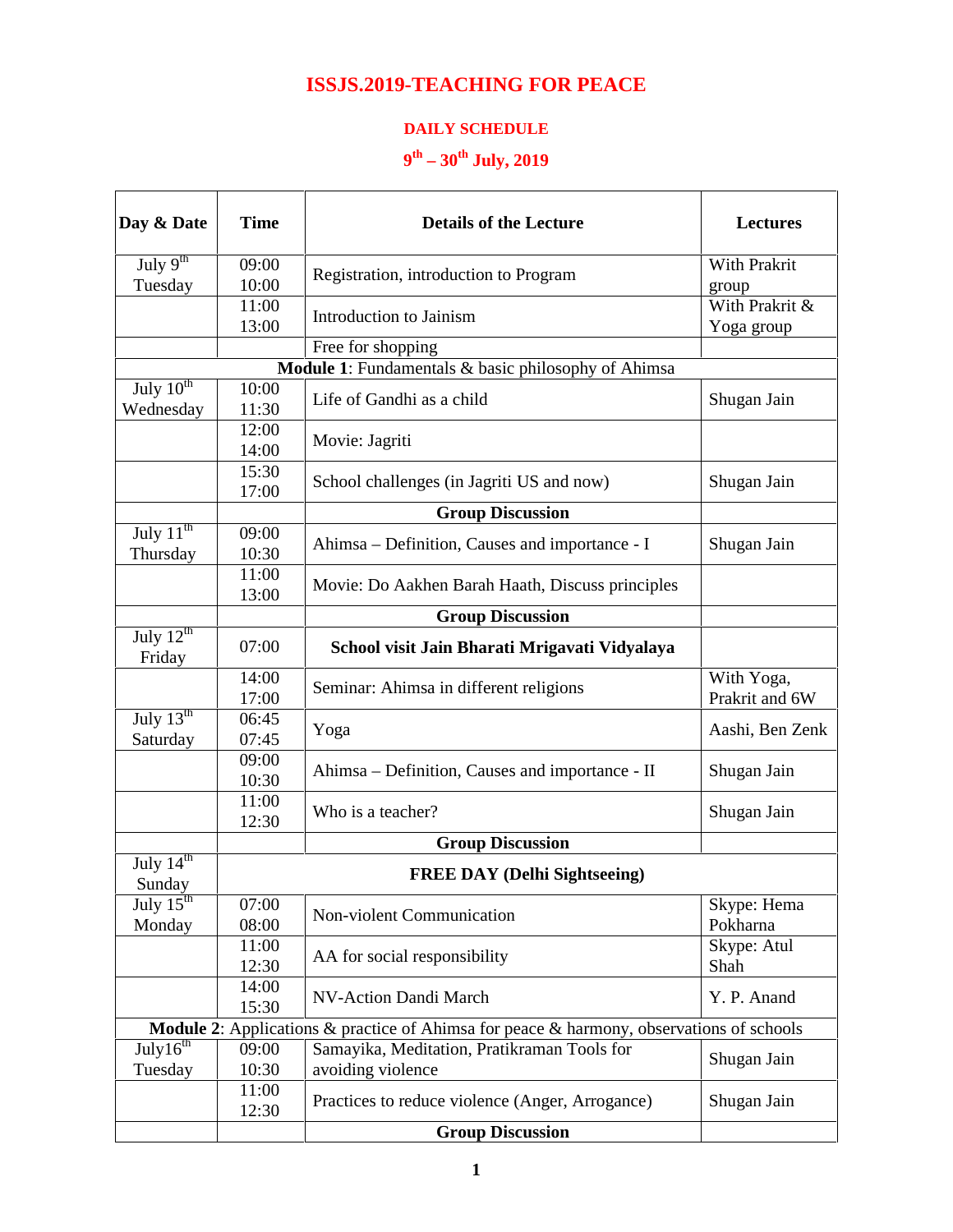# ISSJS.2019-TEACHING FOR PEACE

## DAILY SCHEDULE

## 9th – 30th July, 2019

| Day & Date | Time | Details of the Lecture | Lectures |
|---|---|---|---|
| July 9th Tuesday | 09:00 10:00 | Registration, introduction to Program | With Prakrit group |
| | 11:00 13:00 | Introduction to Jainism | With Prakrit & Yoga group |
| | | Free for shopping | |
| **Module 1**: Fundamentals & basic philosophy of Ahimsa | | | |
| July 10th Wednesday | 10:00 11:30 | Life of Gandhi as a child | Shugan Jain |
| | 12:00 14:00 | Movie: Jagriti | |
| | 15:30 17:00 | School challenges (in Jagriti US and now) | Shugan Jain |
| | | **Group Discussion** | |
| July 11th Thursday | 09:00 10:30 | Ahimsa – Definition, Causes and importance - I | Shugan Jain |
| | 11:00 13:00 | Movie: Do Aakhen Barah Haath, Discuss principles | |
| | | **Group Discussion** | |
| July 12th Friday | 07:00 | **School visit Jain Bharati Mrigavati Vidyalaya** | |
| | 14:00 17:00 | Seminar: Ahimsa in different religions | With Yoga, Prakrit and 6W |
| July 13th Saturday | 06:45 07:45 | Yoga | Aashi, Ben Zenk |
| | 09:00 10:30 | Ahimsa – Definition, Causes and importance - II | Shugan Jain |
| | 11:00 12:30 | Who is a teacher? | Shugan Jain |
| | | **Group Discussion** | |
| July 14th Sunday | **FREE DAY (Delhi Sightseeing)** | | |
| July 15th Monday | 07:00 08:00 | Non-violent Communication | Skype: Hema Pokharna |
| | 11:00 12:30 | AA for social responsibility | Skype: Atul Shah |
| | 14:00 15:30 | NV-Action Dandi March | Y. P. Anand |
| **Module 2**: Applications & practice of Ahimsa for peace & harmony, observations of schools | | | |
| July16th Tuesday | 09:00 10:30 | Samayika, Meditation, Pratikraman Tools for avoiding violence | Shugan Jain |
| | 11:00 12:30 | Practices to reduce violence (Anger, Arrogance) | Shugan Jain |
| | | **Group Discussion** | |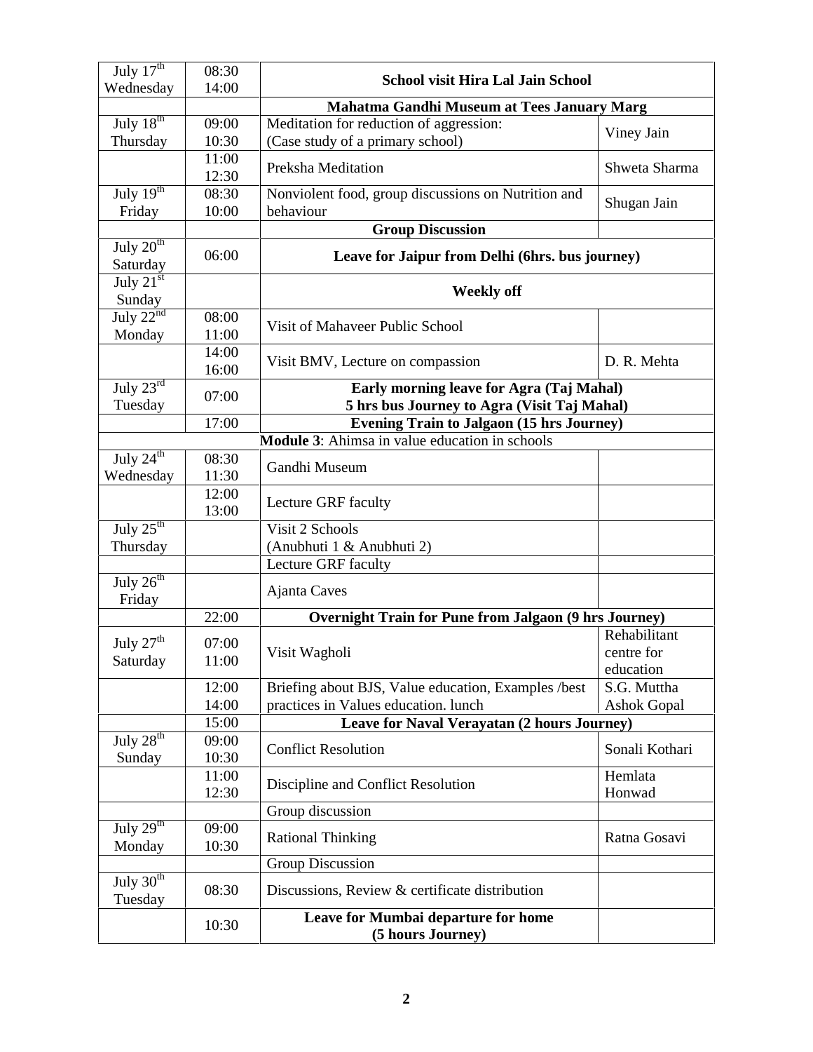| | | | |
|---|---|---|---|
| July 17th Wednesday | 08:30 14:00 | **School visit Hira Lal Jain School** | |
| | | **Mahatma Gandhi Museum at Tees January Marg** | |
| July 18th Thursday | 09:00 10:30 | Meditation for reduction of aggression: (Case study of a primary school) | Viney Jain |
| | 11:00 12:30 | Preksha Meditation | Shweta Sharma |
| July 19th Friday | 08:30 10:00 | Nonviolent food, group discussions on Nutrition and behaviour | Shugan Jain |
| | | **Group Discussion** | |
| July 20th Saturday | 06:00 | **Leave for Jaipur from Delhi (6hrs. bus journey)** | |
| July 21st Sunday | | **Weekly off** | |
| July 22nd Monday | 08:00 11:00 | Visit of Mahaveer Public School | |
| | 14:00 16:00 | Visit BMV, Lecture on compassion | D. R. Mehta |
| July 23rd Tuesday | 07:00 | **Early morning leave for Agra (Taj Mahal) 5 hrs bus Journey to Agra (Visit Taj Mahal)** | |
| | 17:00 | **Evening Train to Jalgaon (15 hrs Journey)** | |
| **Module 3**: Ahimsa in value education in schools | | | |
| July 24th Wednesday | 08:30 11:30 | Gandhi Museum | |
| | 12:00 13:00 | Lecture GRF faculty | |
| July 25th Thursday | | Visit 2 Schools (Anubhuti 1 & Anubhuti 2) | |
| | | Lecture GRF faculty | |
| July 26th Friday | | Ajanta Caves | |
| | 22:00 | **Overnight Train for Pune from Jalgaon (9 hrs Journey)** | |
| July 27th Saturday | 07:00 11:00 | Visit Wagholi | Rehabilitant centre for education |
| | 12:00 14:00 | Briefing about BJS, Value education, Examples /best practices in Values education. lunch | S.G. Muttha Ashok Gopal |
| | 15:00 | **Leave for Naval Verayatan (2 hours Journey)** | |
| July 28th Sunday | 09:00 10:30 | Conflict Resolution | Sonali Kothari |
| | 11:00 12:30 | Discipline and Conflict Resolution | Hemlata Honwad |
| | | Group discussion | |
| July 29th Monday | 09:00 10:30 | Rational Thinking | Ratna Gosavi |
| | | Group Discussion | |
| July 30th Tuesday | 08:30 | Discussions, Review & certificate distribution | |
| | 10:30 | **Leave for Mumbai departure for home (5 hours Journey)** | |